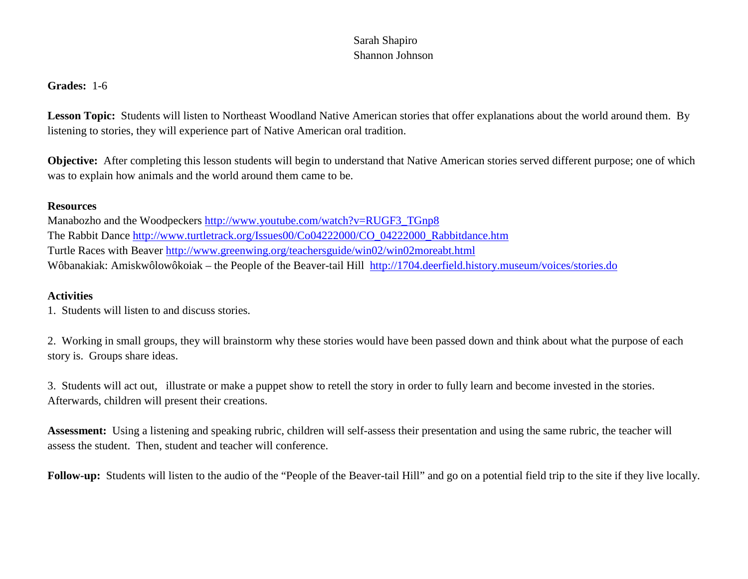Sarah Shapiro
Shannon Johnson

**Grades:** 1-6

**Lesson Topic:** Students will listen to Northeast Woodland Native American stories that offer explanations about the world around them. By listening to stories, they will experience part of Native American oral tradition.

**Objective:** After completing this lesson students will begin to understand that Native American stories served different purpose; one of which was to explain how animals and the world around them came to be.

**Resources**

Manabozho and the Woodpeckers http://www.youtube.com/watch?v=RUGF3_TGnp8
The Rabbit Dance http://www.turtletrack.org/Issues00/Co04222000/CO_04222000_Rabbitdance.htm
Turtle Races with Beaver http://www.greenwing.org/teachersguide/win02/win02moreabt.html
Wôbanakiak: Amiskwôlowôkoiak – the People of the Beaver-tail Hill http://1704.deerfield.history.museum/voices/stories.do

**Activities**

1. Students will listen to and discuss stories.

2. Working in small groups, they will brainstorm why these stories would have been passed down and think about what the purpose of each story is. Groups share ideas.

3. Students will act out, illustrate or make a puppet show to retell the story in order to fully learn and become invested in the stories. Afterwards, children will present their creations.

**Assessment:** Using a listening and speaking rubric, children will self-assess their presentation and using the same rubric, the teacher will assess the student. Then, student and teacher will conference.

**Follow-up:** Students will listen to the audio of the "People of the Beaver-tail Hill" and go on a potential field trip to the site if they live locally.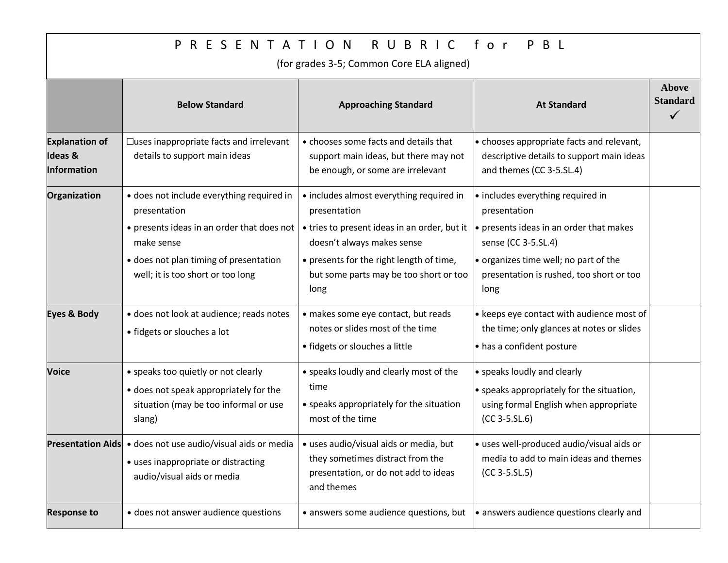# P R E S E N T A T I O N   R U B R I C   f o r   P B L

(for grades 3-5; Common Core ELA aligned)

| | Below Standard | Approaching Standard | At Standard | Above Standard ✓ |
|---|---|---|---|---|
| **Explanation of Ideas & Information** | ☐uses inappropriate facts and irrelevant details to support main ideas | • chooses some facts and details that support main ideas, but there may not be enough, or some are irrelevant | • chooses appropriate facts and relevant, descriptive details to support main ideas and themes (CC 3-5.SL.4) | |
| **Organization** | • does not include everything required in presentation<br>• presents ideas in an order that does not make sense<br>• does not plan timing of presentation well; it is too short or too long | • includes almost everything required in presentation<br>• tries to present ideas in an order, but it doesn't always makes sense<br>• presents for the right length of time, but some parts may be too short or too long | • includes everything required in presentation<br>• presents ideas in an order that makes sense (CC 3-5.SL.4)<br>• organizes time well; no part of the presentation is rushed, too short or too long | |
| **Eyes & Body** | • does not look at audience; reads notes<br>• fidgets or slouches a lot | • makes some eye contact, but reads notes or slides most of the time<br>• fidgets or slouches a little | • keeps eye contact with audience most of the time; only glances at notes or slides<br>• has a confident posture | |
| **Voice** | • speaks too quietly or not clearly<br>• does not speak appropriately for the situation (may be too informal or use slang) | • speaks loudly and clearly most of the time<br>• speaks appropriately for the situation most of the time | • speaks loudly and clearly<br>• speaks appropriately for the situation, using formal English when appropriate (CC 3-5.SL.6) | |
| **Presentation Aids** | • does not use audio/visual aids or media<br>• uses inappropriate or distracting audio/visual aids or media | • uses audio/visual aids or media, but they sometimes distract from the presentation, or do not add to ideas and themes | • uses well-produced audio/visual aids or media to add to main ideas and themes (CC 3-5.SL.5) | |
| **Response to** | • does not answer audience questions | • answers some audience questions, but | • answers audience questions clearly and | |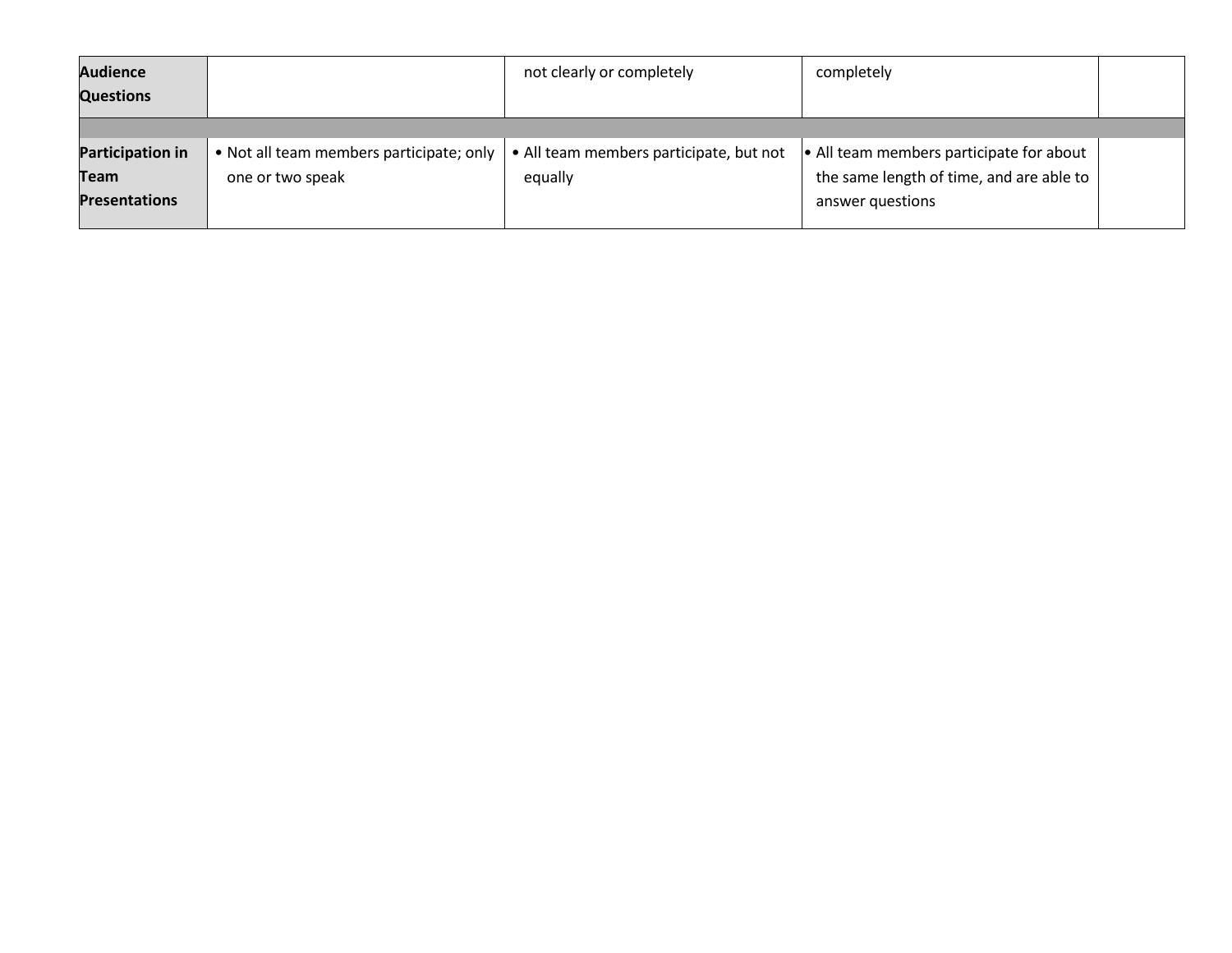| | | | | |
|---|---|---|---|---|
| **Audience Questions** | | not clearly or completely | completely | |
| | | | | |
| **Participation in Team Presentations** | • Not all team members participate; only one or two speak | • All team members participate, but not equally | • All team members participate for about the same length of time, and are able to answer questions | |